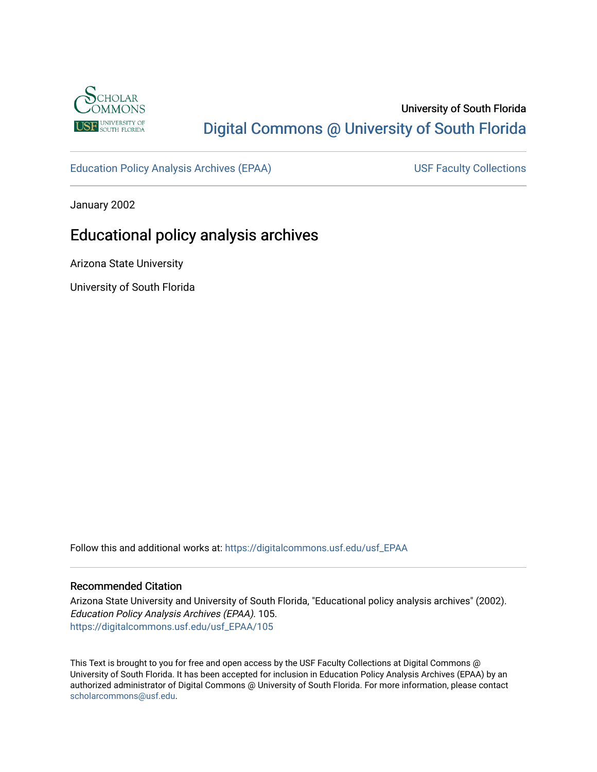University of South Florida

Digital Commons @ University of South Florida

Education Policy Analysis Archives (EPAA)

USF Faculty Collections

January 2002

# Educational policy analysis archives

Arizona State University

University of South Florida

Follow this and additional works at: https://digitalcommons.usf.edu/usf_EPAA

## Recommended Citation

Arizona State University and University of South Florida, "Educational policy analysis archives" (2002). *Education Policy Analysis Archives (EPAA)*. 105.
https://digitalcommons.usf.edu/usf_EPAA/105

This Text is brought to you for free and open access by the USF Faculty Collections at Digital Commons @ University of South Florida. It has been accepted for inclusion in Education Policy Analysis Archives (EPAA) by an authorized administrator of Digital Commons @ University of South Florida. For more information, please contact scholarcommons@usf.edu.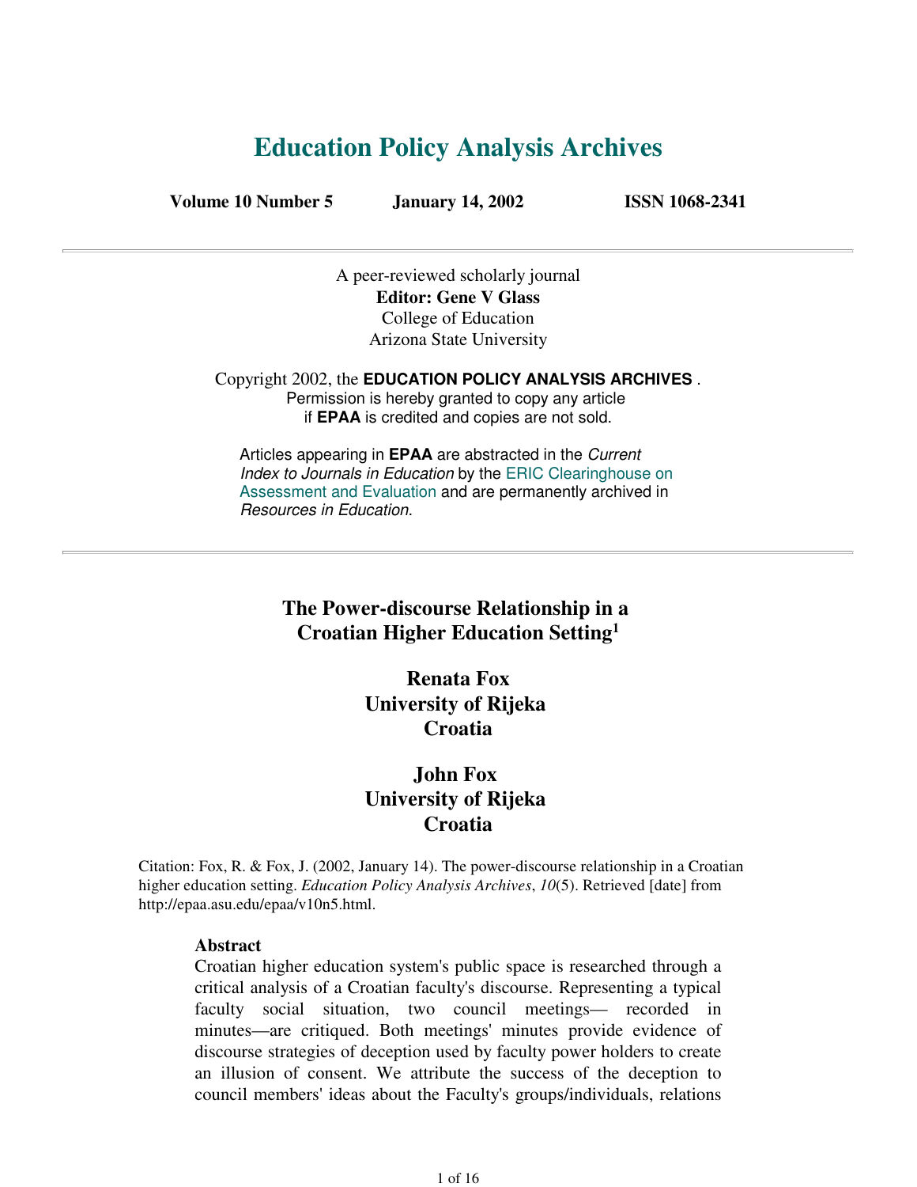# Education Policy Analysis Archives

**Volume 10 Number 5** **January 14, 2002** **ISSN 1068-2341**

---

A peer-reviewed scholarly journal
**Editor: Gene V Glass**
College of Education
Arizona State University

Copyright 2002, the **EDUCATION POLICY ANALYSIS ARCHIVES** .
Permission is hereby granted to copy any article
if **EPAA** is credited and copies are not sold.

Articles appearing in **EPAA** are abstracted in the *Current Index to Journals in Education* by the ERIC Clearinghouse on Assessment and Evaluation and are permanently archived in *Resources in Education*.

---

## The Power-discourse Relationship in a Croatian Higher Education Setting[1]

**Renata Fox**
**University of Rijeka**
**Croatia**

**John Fox**
**University of Rijeka**
**Croatia**

Citation: Fox, R. & Fox, J. (2002, January 14). The power-discourse relationship in a Croatian higher education setting. *Education Policy Analysis Archives*, *10*(5). Retrieved [date] from http://epaa.asu.edu/epaa/v10n5.html.

**Abstract**

Croatian higher education system's public space is researched through a critical analysis of a Croatian faculty's discourse. Representing a typical faculty social situation, two council meetings— recorded in minutes—are critiqued. Both meetings' minutes provide evidence of discourse strategies of deception used by faculty power holders to create an illusion of consent. We attribute the success of the deception to council members' ideas about the Faculty's groups/individuals, relations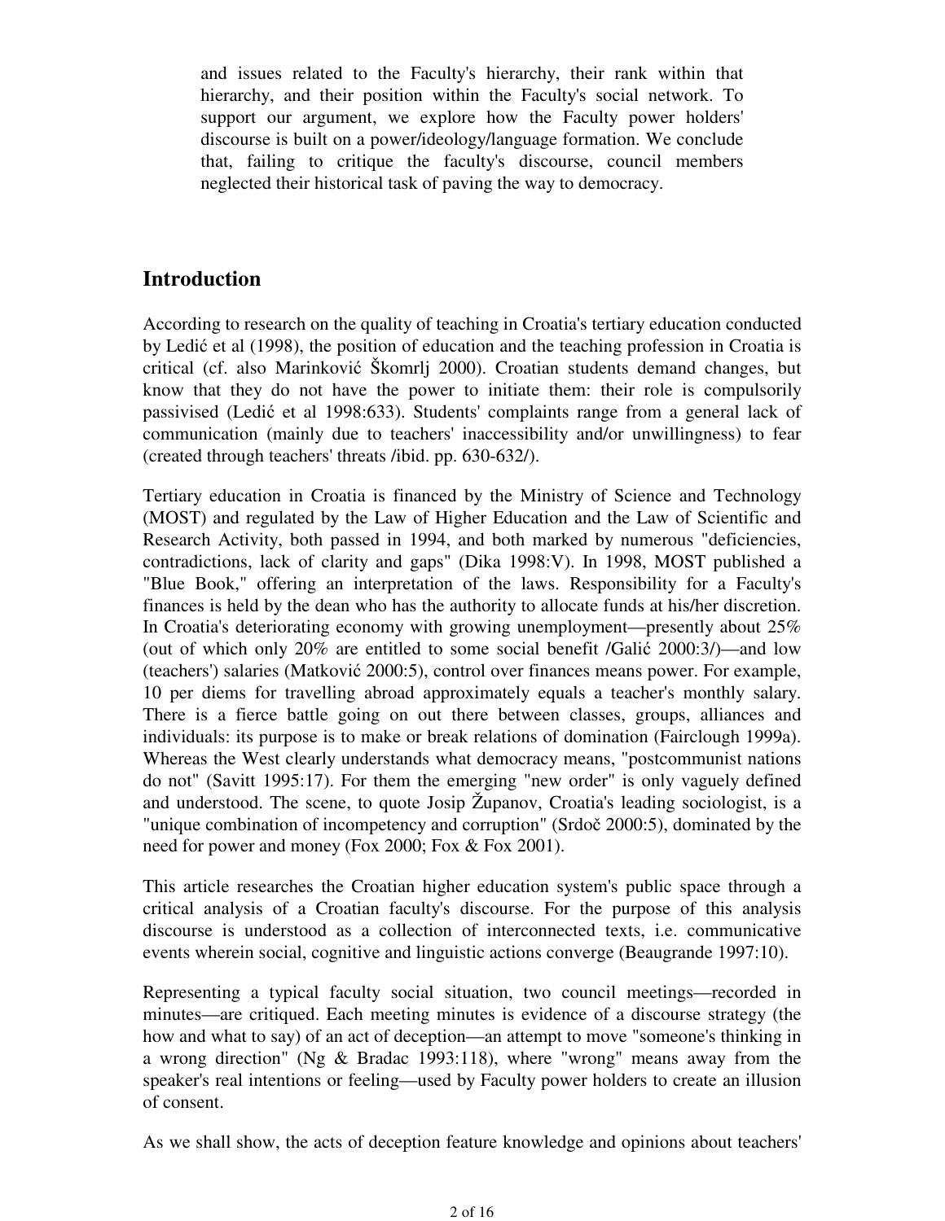and issues related to the Faculty's hierarchy, their rank within that hierarchy, and their position within the Faculty's social network. To support our argument, we explore how the Faculty power holders' discourse is built on a power/ideology/language formation. We conclude that, failing to critique the faculty's discourse, council members neglected their historical task of paving the way to democracy.

## Introduction

According to research on the quality of teaching in Croatia's tertiary education conducted by Ledić et al (1998), the position of education and the teaching profession in Croatia is critical (cf. also Marinković Škomrlj 2000). Croatian students demand changes, but know that they do not have the power to initiate them: their role is compulsorily passivised (Ledić et al 1998:633). Students' complaints range from a general lack of communication (mainly due to teachers' inaccessibility and/or unwillingness) to fear (created through teachers' threats /ibid. pp. 630-632/).

Tertiary education in Croatia is financed by the Ministry of Science and Technology (MOST) and regulated by the Law of Higher Education and the Law of Scientific and Research Activity, both passed in 1994, and both marked by numerous "deficiencies, contradictions, lack of clarity and gaps" (Dika 1998:V). In 1998, MOST published a "Blue Book," offering an interpretation of the laws. Responsibility for a Faculty's finances is held by the dean who has the authority to allocate funds at his/her discretion. In Croatia's deteriorating economy with growing unemployment—presently about 25% (out of which only 20% are entitled to some social benefit /Galić 2000:3/)—and low (teachers') salaries (Matković 2000:5), control over finances means power. For example, 10 per diems for travelling abroad approximately equals a teacher's monthly salary. There is a fierce battle going on out there between classes, groups, alliances and individuals: its purpose is to make or break relations of domination (Fairclough 1999a). Whereas the West clearly understands what democracy means, "postcommunist nations do not" (Savitt 1995:17). For them the emerging "new order" is only vaguely defined and understood. The scene, to quote Josip Županov, Croatia's leading sociologist, is a "unique combination of incompetency and corruption" (Srdoč 2000:5), dominated by the need for power and money (Fox 2000; Fox & Fox 2001).

This article researches the Croatian higher education system's public space through a critical analysis of a Croatian faculty's discourse. For the purpose of this analysis discourse is understood as a collection of interconnected texts, i.e. communicative events wherein social, cognitive and linguistic actions converge (Beaugrande 1997:10).

Representing a typical faculty social situation, two council meetings—recorded in minutes—are critiqued. Each meeting minutes is evidence of a discourse strategy (the how and what to say) of an act of deception—an attempt to move "someone's thinking in a wrong direction" (Ng & Bradac 1993:118), where "wrong" means away from the speaker's real intentions or feeling—used by Faculty power holders to create an illusion of consent.

As we shall show, the acts of deception feature knowledge and opinions about teachers'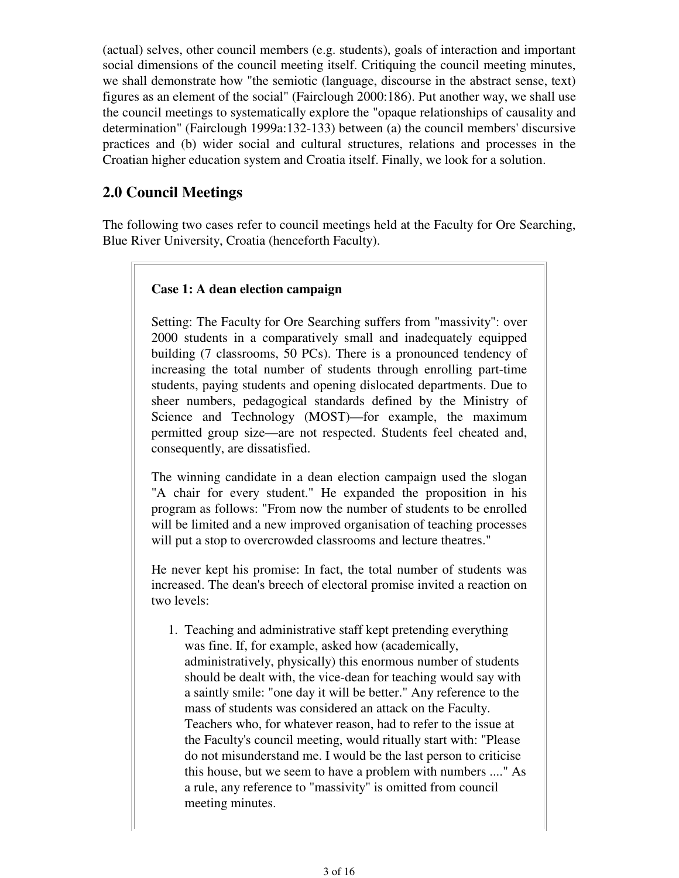(actual) selves, other council members (e.g. students), goals of interaction and important social dimensions of the council meeting itself. Critiquing the council meeting minutes, we shall demonstrate how "the semiotic (language, discourse in the abstract sense, text) figures as an element of the social" (Fairclough 2000:186). Put another way, we shall use the council meetings to systematically explore the "opaque relationships of causality and determination" (Fairclough 1999a:132-133) between (a) the council members' discursive practices and (b) wider social and cultural structures, relations and processes in the Croatian higher education system and Croatia itself. Finally, we look for a solution.

## 2.0 Council Meetings

The following two cases refer to council meetings held at the Faculty for Ore Searching, Blue River University, Croatia (henceforth Faculty).

**Case 1: A dean election campaign**

Setting: The Faculty for Ore Searching suffers from "massivity": over 2000 students in a comparatively small and inadequately equipped building (7 classrooms, 50 PCs). There is a pronounced tendency of increasing the total number of students through enrolling part-time students, paying students and opening dislocated departments. Due to sheer numbers, pedagogical standards defined by the Ministry of Science and Technology (MOST)—for example, the maximum permitted group size—are not respected. Students feel cheated and, consequently, are dissatisfied.

The winning candidate in a dean election campaign used the slogan "A chair for every student." He expanded the proposition in his program as follows: "From now the number of students to be enrolled will be limited and a new improved organisation of teaching processes will put a stop to overcrowded classrooms and lecture theatres."

He never kept his promise: In fact, the total number of students was increased. The dean's breech of electoral promise invited a reaction on two levels:

1. Teaching and administrative staff kept pretending everything was fine. If, for example, asked how (academically, administratively, physically) this enormous number of students should be dealt with, the vice-dean for teaching would say with a saintly smile: "one day it will be better." Any reference to the mass of students was considered an attack on the Faculty. Teachers who, for whatever reason, had to refer to the issue at the Faculty's council meeting, would ritually start with: "Please do not misunderstand me. I would be the last person to criticise this house, but we seem to have a problem with numbers ...." As a rule, any reference to "massivity" is omitted from council meeting minutes.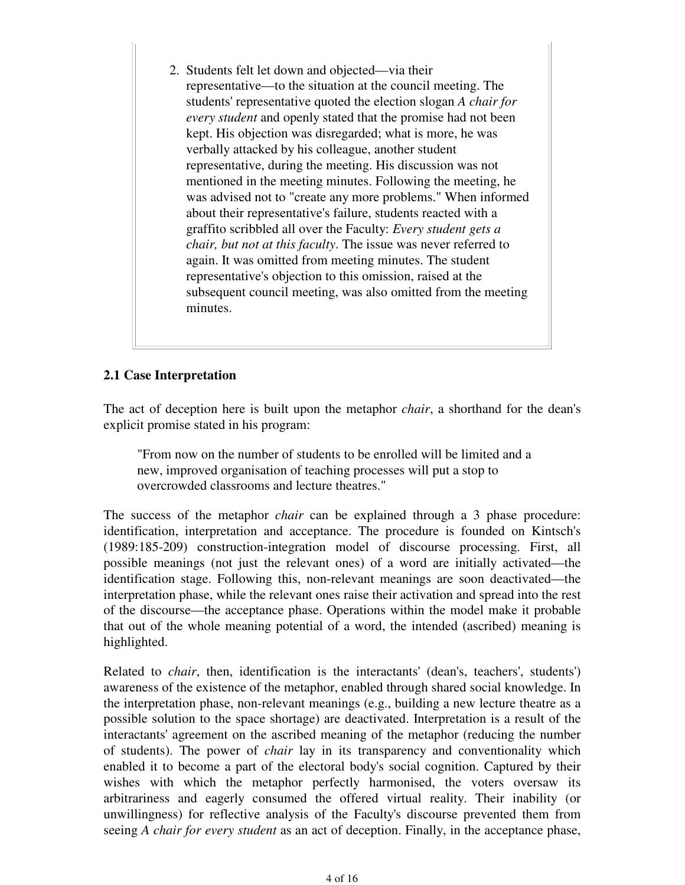2. Students felt let down and objected—via their representative—to the situation at the council meeting. The students' representative quoted the election slogan *A chair for every student* and openly stated that the promise had not been kept. His objection was disregarded; what is more, he was verbally attacked by his colleague, another student representative, during the meeting. His discussion was not mentioned in the meeting minutes. Following the meeting, he was advised not to "create any more problems." When informed about their representative's failure, students reacted with a graffito scribbled all over the Faculty: *Every student gets a chair, but not at this faculty*. The issue was never referred to again. It was omitted from meeting minutes. The student representative's objection to this omission, raised at the subsequent council meeting, was also omitted from the meeting minutes.

### 2.1 Case Interpretation

The act of deception here is built upon the metaphor *chair*, a shorthand for the dean's explicit promise stated in his program:

> "From now on the number of students to be enrolled will be limited and a new, improved organisation of teaching processes will put a stop to overcrowded classrooms and lecture theatres."

The success of the metaphor *chair* can be explained through a 3 phase procedure: identification, interpretation and acceptance. The procedure is founded on Kintsch's (1989:185-209) construction-integration model of discourse processing. First, all possible meanings (not just the relevant ones) of a word are initially activated—the identification stage. Following this, non-relevant meanings are soon deactivated—the interpretation phase, while the relevant ones raise their activation and spread into the rest of the discourse—the acceptance phase. Operations within the model make it probable that out of the whole meaning potential of a word, the intended (ascribed) meaning is highlighted.

Related to *chair*, then, identification is the interactants' (dean's, teachers', students') awareness of the existence of the metaphor, enabled through shared social knowledge. In the interpretation phase, non-relevant meanings (e.g., building a new lecture theatre as a possible solution to the space shortage) are deactivated. Interpretation is a result of the interactants' agreement on the ascribed meaning of the metaphor (reducing the number of students). The power of *chair* lay in its transparency and conventionality which enabled it to become a part of the electoral body's social cognition. Captured by their wishes with which the metaphor perfectly harmonised, the voters oversaw its arbitrariness and eagerly consumed the offered virtual reality. Their inability (or unwillingness) for reflective analysis of the Faculty's discourse prevented them from seeing *A chair for every student* as an act of deception. Finally, in the acceptance phase,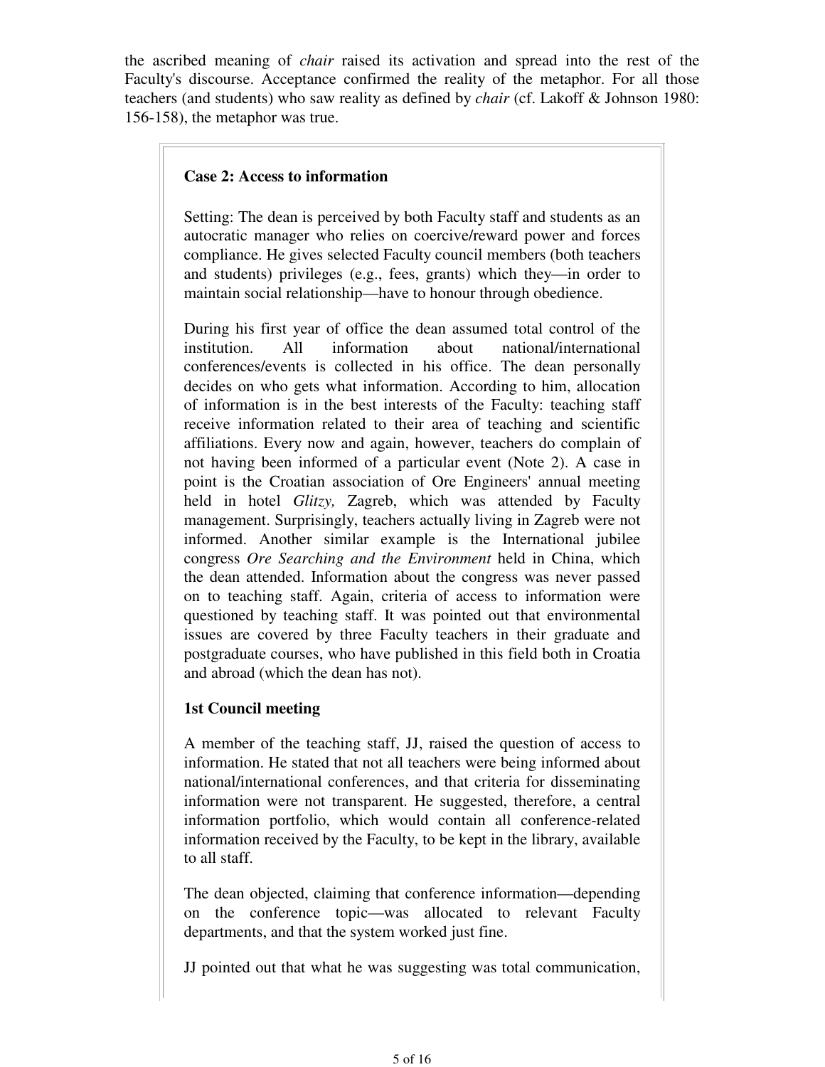the ascribed meaning of *chair* raised its activation and spread into the rest of the Faculty's discourse. Acceptance confirmed the reality of the metaphor. For all those teachers (and students) who saw reality as defined by *chair* (cf. Lakoff & Johnson 1980: 156-158), the metaphor was true.

**Case 2: Access to information**

Setting: The dean is perceived by both Faculty staff and students as an autocratic manager who relies on coercive/reward power and forces compliance. He gives selected Faculty council members (both teachers and students) privileges (e.g., fees, grants) which they—in order to maintain social relationship—have to honour through obedience.

During his first year of office the dean assumed total control of the institution. All information about national/international conferences/events is collected in his office. The dean personally decides on who gets what information. According to him, allocation of information is in the best interests of the Faculty: teaching staff receive information related to their area of teaching and scientific affiliations. Every now and again, however, teachers do complain of not having been informed of a particular event (Note 2). A case in point is the Croatian association of Ore Engineers' annual meeting held in hotel *Glitzy,* Zagreb, which was attended by Faculty management. Surprisingly, teachers actually living in Zagreb were not informed. Another similar example is the International jubilee congress *Ore Searching and the Environment* held in China, which the dean attended. Information about the congress was never passed on to teaching staff. Again, criteria of access to information were questioned by teaching staff. It was pointed out that environmental issues are covered by three Faculty teachers in their graduate and postgraduate courses, who have published in this field both in Croatia and abroad (which the dean has not).

**1st Council meeting**

A member of the teaching staff, JJ, raised the question of access to information. He stated that not all teachers were being informed about national/international conferences, and that criteria for disseminating information were not transparent. He suggested, therefore, a central information portfolio, which would contain all conference-related information received by the Faculty, to be kept in the library, available to all staff.

The dean objected, claiming that conference information—depending on the conference topic—was allocated to relevant Faculty departments, and that the system worked just fine.

JJ pointed out that what he was suggesting was total communication,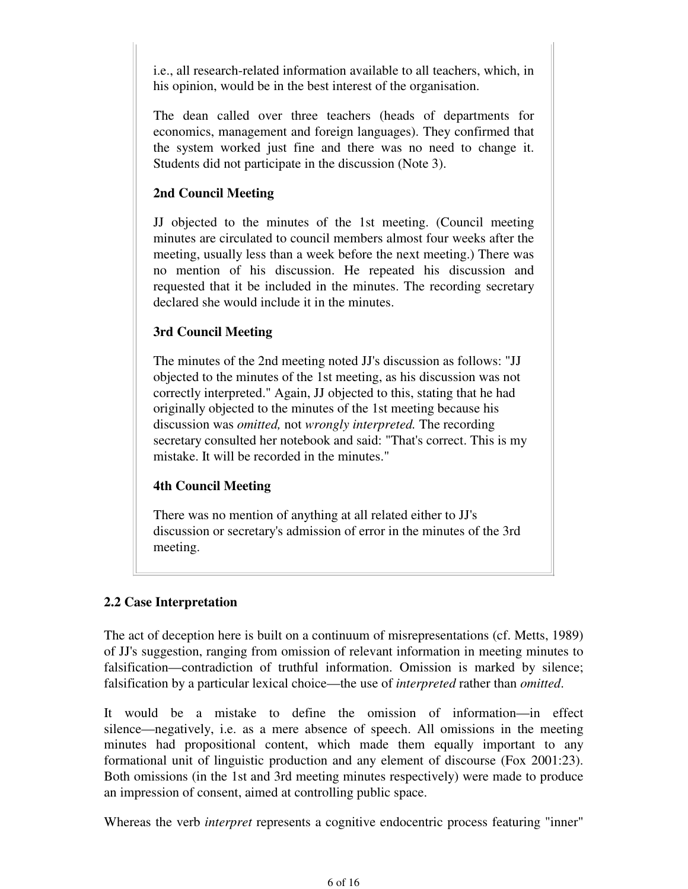i.e., all research-related information available to all teachers, which, in his opinion, would be in the best interest of the organisation.

The dean called over three teachers (heads of departments for economics, management and foreign languages). They confirmed that the system worked just fine and there was no need to change it. Students did not participate in the discussion (Note 3).

**2nd Council Meeting**

JJ objected to the minutes of the 1st meeting. (Council meeting minutes are circulated to council members almost four weeks after the meeting, usually less than a week before the next meeting.) There was no mention of his discussion. He repeated his discussion and requested that it be included in the minutes. The recording secretary declared she would include it in the minutes.

**3rd Council Meeting**

The minutes of the 2nd meeting noted JJ's discussion as follows: "JJ objected to the minutes of the 1st meeting, as his discussion was not correctly interpreted." Again, JJ objected to this, stating that he had originally objected to the minutes of the 1st meeting because his discussion was *omitted,* not *wrongly interpreted.* The recording secretary consulted her notebook and said: "That's correct. This is my mistake. It will be recorded in the minutes."

**4th Council Meeting**

There was no mention of anything at all related either to JJ's discussion or secretary's admission of error in the minutes of the 3rd meeting.

### 2.2 Case Interpretation

The act of deception here is built on a continuum of misrepresentations (cf. Metts, 1989) of JJ's suggestion, ranging from omission of relevant information in meeting minutes to falsification—contradiction of truthful information. Omission is marked by silence; falsification by a particular lexical choice—the use of *interpreted* rather than *omitted*.

It would be a mistake to define the omission of information—in effect silence—negatively, i.e. as a mere absence of speech. All omissions in the meeting minutes had propositional content, which made them equally important to any formational unit of linguistic production and any element of discourse (Fox 2001:23). Both omissions (in the 1st and 3rd meeting minutes respectively) were made to produce an impression of consent, aimed at controlling public space.

Whereas the verb *interpret* represents a cognitive endocentric process featuring "inner"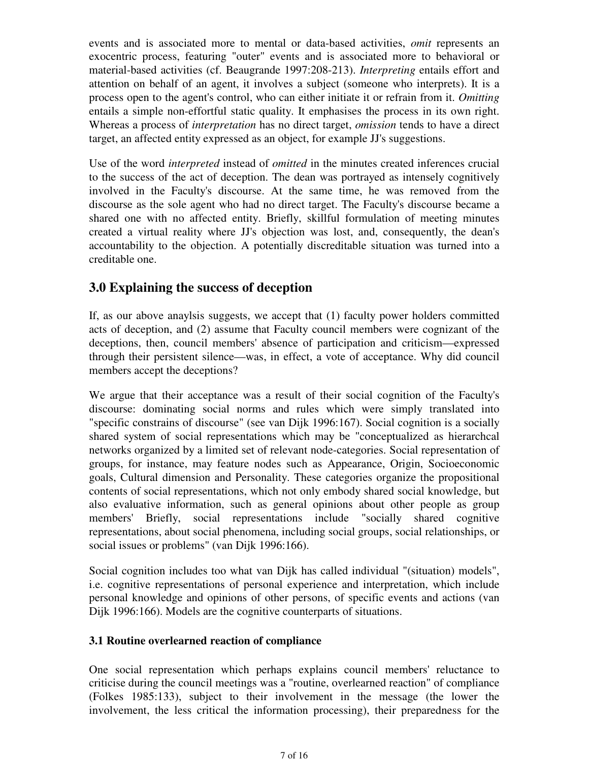events and is associated more to mental or data-based activities, *omit* represents an exocentric process, featuring "outer" events and is associated more to behavioral or material-based activities (cf. Beaugrande 1997:208-213). *Interpreting* entails effort and attention on behalf of an agent, it involves a subject (someone who interprets). It is a process open to the agent's control, who can either initiate it or refrain from it. *Omitting* entails a simple non-effortful static quality. It emphasises the process in its own right. Whereas a process of *interpretation* has no direct target, *omission* tends to have a direct target, an affected entity expressed as an object, for example JJ's suggestions.

Use of the word *interpreted* instead of *omitted* in the minutes created inferences crucial to the success of the act of deception. The dean was portrayed as intensely cognitively involved in the Faculty's discourse. At the same time, he was removed from the discourse as the sole agent who had no direct target. The Faculty's discourse became a shared one with no affected entity. Briefly, skillful formulation of meeting minutes created a virtual reality where JJ's objection was lost, and, consequently, the dean's accountability to the objection. A potentially discreditable situation was turned into a creditable one.

## 3.0 Explaining the success of deception

If, as our above anaylsis suggests, we accept that (1) faculty power holders committed acts of deception, and (2) assume that Faculty council members were cognizant of the deceptions, then, council members' absence of participation and criticism—expressed through their persistent silence—was, in effect, a vote of acceptance. Why did council members accept the deceptions?

We argue that their acceptance was a result of their social cognition of the Faculty's discourse: dominating social norms and rules which were simply translated into "specific constrains of discourse" (see van Dijk 1996:167). Social cognition is a socially shared system of social representations which may be "conceptualized as hierarchcal networks organized by a limited set of relevant node-categories. Social representation of groups, for instance, may feature nodes such as Appearance, Origin, Socioeconomic goals, Cultural dimension and Personality. These categories organize the propositional contents of social representations, which not only embody shared social knowledge, but also evaluative information, such as general opinions about other people as group members' Briefly, social representations include "socially shared cognitive representations, about social phenomena, including social groups, social relationships, or social issues or problems" (van Dijk 1996:166).

Social cognition includes too what van Dijk has called individual "(situation) models", i.e. cognitive representations of personal experience and interpretation, which include personal knowledge and opinions of other persons, of specific events and actions (van Dijk 1996:166). Models are the cognitive counterparts of situations.

### 3.1 Routine overlearned reaction of compliance

One social representation which perhaps explains council members' reluctance to criticise during the council meetings was a "routine, overlearned reaction" of compliance (Folkes 1985:133), subject to their involvement in the message (the lower the involvement, the less critical the information processing), their preparedness for the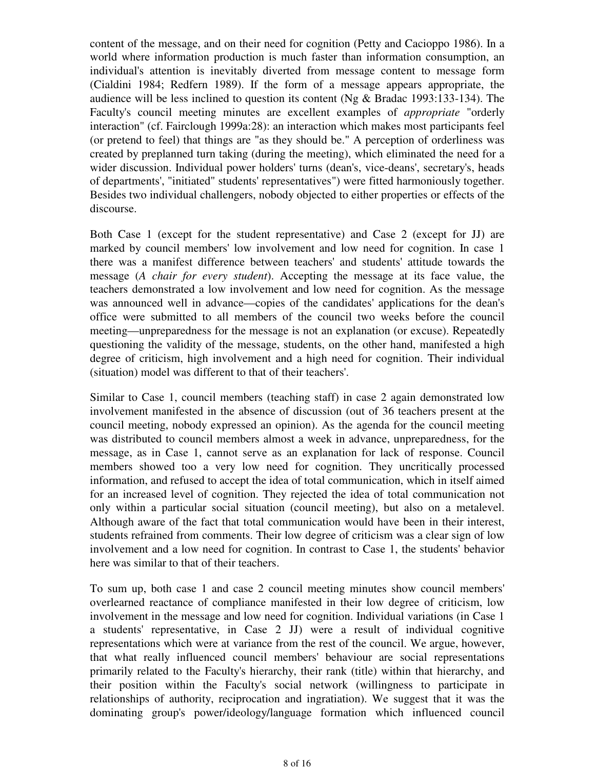content of the message, and on their need for cognition (Petty and Cacioppo 1986). In a world where information production is much faster than information consumption, an individual's attention is inevitably diverted from message content to message form (Cialdini 1984; Redfern 1989). If the form of a message appears appropriate, the audience will be less inclined to question its content (Ng & Bradac 1993:133-134). The Faculty's council meeting minutes are excellent examples of *appropriate* "orderly interaction" (cf. Fairclough 1999a:28): an interaction which makes most participants feel (or pretend to feel) that things are "as they should be." A perception of orderliness was created by preplanned turn taking (during the meeting), which eliminated the need for a wider discussion. Individual power holders' turns (dean's, vice-deans', secretary's, heads of departments', "initiated" students' representatives") were fitted harmoniously together. Besides two individual challengers, nobody objected to either properties or effects of the discourse.

Both Case 1 (except for the student representative) and Case 2 (except for JJ) are marked by council members' low involvement and low need for cognition. In case 1 there was a manifest difference between teachers' and students' attitude towards the message (*A chair for every student*). Accepting the message at its face value, the teachers demonstrated a low involvement and low need for cognition. As the message was announced well in advance—copies of the candidates' applications for the dean's office were submitted to all members of the council two weeks before the council meeting—unpreparedness for the message is not an explanation (or excuse). Repeatedly questioning the validity of the message, students, on the other hand, manifested a high degree of criticism, high involvement and a high need for cognition. Their individual (situation) model was different to that of their teachers'.

Similar to Case 1, council members (teaching staff) in case 2 again demonstrated low involvement manifested in the absence of discussion (out of 36 teachers present at the council meeting, nobody expressed an opinion). As the agenda for the council meeting was distributed to council members almost a week in advance, unpreparedness, for the message, as in Case 1, cannot serve as an explanation for lack of response. Council members showed too a very low need for cognition. They uncritically processed information, and refused to accept the idea of total communication, which in itself aimed for an increased level of cognition. They rejected the idea of total communication not only within a particular social situation (council meeting), but also on a metalevel. Although aware of the fact that total communication would have been in their interest, students refrained from comments. Their low degree of criticism was a clear sign of low involvement and a low need for cognition. In contrast to Case 1, the students' behavior here was similar to that of their teachers.

To sum up, both case 1 and case 2 council meeting minutes show council members' overlearned reactance of compliance manifested in their low degree of criticism, low involvement in the message and low need for cognition. Individual variations (in Case 1 a students' representative, in Case 2 JJ) were a result of individual cognitive representations which were at variance from the rest of the council. We argue, however, that what really influenced council members' behaviour are social representations primarily related to the Faculty's hierarchy, their rank (title) within that hierarchy, and their position within the Faculty's social network (willingness to participate in relationships of authority, reciprocation and ingratiation). We suggest that it was the dominating group's power/ideology/language formation which influenced council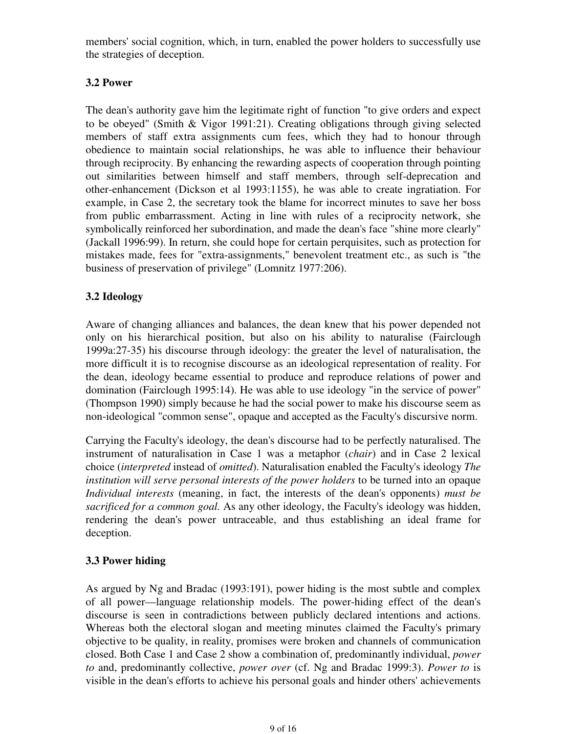members' social cognition, which, in turn, enabled the power holders to successfully use the strategies of deception.

### 3.2 Power

The dean's authority gave him the legitimate right of function "to give orders and expect to be obeyed" (Smith & Vigor 1991:21). Creating obligations through giving selected members of staff extra assignments cum fees, which they had to honour through obedience to maintain social relationships, he was able to influence their behaviour through reciprocity. By enhancing the rewarding aspects of cooperation through pointing out similarities between himself and staff members, through self-deprecation and other-enhancement (Dickson et al 1993:1155), he was able to create ingratiation. For example, in Case 2, the secretary took the blame for incorrect minutes to save her boss from public embarrassment. Acting in line with rules of a reciprocity network, she symbolically reinforced her subordination, and made the dean's face "shine more clearly" (Jackall 1996:99). In return, she could hope for certain perquisites, such as protection for mistakes made, fees for "extra-assignments," benevolent treatment etc., as such is "the business of preservation of privilege" (Lomnitz 1977:206).

### 3.2 Ideology

Aware of changing alliances and balances, the dean knew that his power depended not only on his hierarchical position, but also on his ability to naturalise (Fairclough 1999a:27-35) his discourse through ideology: the greater the level of naturalisation, the more difficult it is to recognise discourse as an ideological representation of reality. For the dean, ideology became essential to produce and reproduce relations of power and domination (Fairclough 1995:14). He was able to use ideology "in the service of power" (Thompson 1990) simply because he had the social power to make his discourse seem as non-ideological "common sense", opaque and accepted as the Faculty's discursive norm.

Carrying the Faculty's ideology, the dean's discourse had to be perfectly naturalised. The instrument of naturalisation in Case 1 was a metaphor (*chair*) and in Case 2 lexical choice (*interpreted* instead of *omitted*). Naturalisation enabled the Faculty's ideology *The institution will serve personal interests of the power holders* to be turned into an opaque *Individual interests* (meaning, in fact, the interests of the dean's opponents) *must be sacrificed for a common goal.* As any other ideology, the Faculty's ideology was hidden, rendering the dean's power untraceable, and thus establishing an ideal frame for deception.

### 3.3 Power hiding

As argued by Ng and Bradac (1993:191), power hiding is the most subtle and complex of all power—language relationship models. The power-hiding effect of the dean's discourse is seen in contradictions between publicly declared intentions and actions. Whereas both the electoral slogan and meeting minutes claimed the Faculty's primary objective to be quality, in reality, promises were broken and channels of communication closed. Both Case 1 and Case 2 show a combination of, predominantly individual, *power to* and, predominantly collective, *power over* (cf. Ng and Bradac 1999:3). *Power to* is visible in the dean's efforts to achieve his personal goals and hinder others' achievements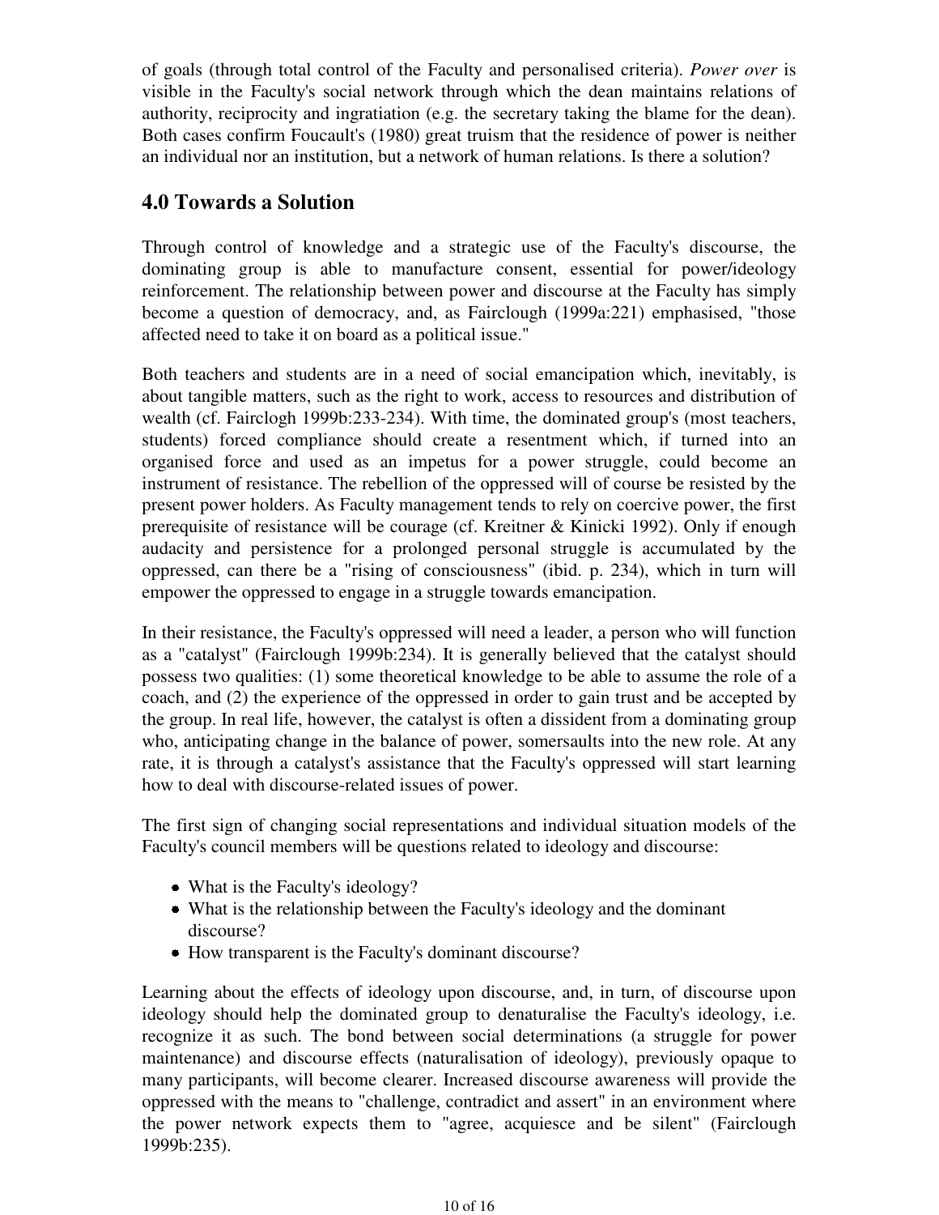of goals (through total control of the Faculty and personalised criteria). *Power over* is visible in the Faculty's social network through which the dean maintains relations of authority, reciprocity and ingratiation (e.g. the secretary taking the blame for the dean). Both cases confirm Foucault's (1980) great truism that the residence of power is neither an individual nor an institution, but a network of human relations. Is there a solution?

## 4.0 Towards a Solution

Through control of knowledge and a strategic use of the Faculty's discourse, the dominating group is able to manufacture consent, essential for power/ideology reinforcement. The relationship between power and discourse at the Faculty has simply become a question of democracy, and, as Fairclough (1999a:221) emphasised, "those affected need to take it on board as a political issue."

Both teachers and students are in a need of social emancipation which, inevitably, is about tangible matters, such as the right to work, access to resources and distribution of wealth (cf. Fairclogh 1999b:233-234). With time, the dominated group's (most teachers, students) forced compliance should create a resentment which, if turned into an organised force and used as an impetus for a power struggle, could become an instrument of resistance. The rebellion of the oppressed will of course be resisted by the present power holders. As Faculty management tends to rely on coercive power, the first prerequisite of resistance will be courage (cf. Kreitner & Kinicki 1992). Only if enough audacity and persistence for a prolonged personal struggle is accumulated by the oppressed, can there be a "rising of consciousness" (ibid. p. 234), which in turn will empower the oppressed to engage in a struggle towards emancipation.

In their resistance, the Faculty's oppressed will need a leader, a person who will function as a "catalyst" (Fairclough 1999b:234). It is generally believed that the catalyst should possess two qualities: (1) some theoretical knowledge to be able to assume the role of a coach, and (2) the experience of the oppressed in order to gain trust and be accepted by the group. In real life, however, the catalyst is often a dissident from a dominating group who, anticipating change in the balance of power, somersaults into the new role. At any rate, it is through a catalyst's assistance that the Faculty's oppressed will start learning how to deal with discourse-related issues of power.

The first sign of changing social representations and individual situation models of the Faculty's council members will be questions related to ideology and discourse:

- What is the Faculty's ideology?
- What is the relationship between the Faculty's ideology and the dominant discourse?
- How transparent is the Faculty's dominant discourse?

Learning about the effects of ideology upon discourse, and, in turn, of discourse upon ideology should help the dominated group to denaturalise the Faculty's ideology, i.e. recognize it as such. The bond between social determinations (a struggle for power maintenance) and discourse effects (naturalisation of ideology), previously opaque to many participants, will become clearer. Increased discourse awareness will provide the oppressed with the means to "challenge, contradict and assert" in an environment where the power network expects them to "agree, acquiesce and be silent" (Fairclough 1999b:235).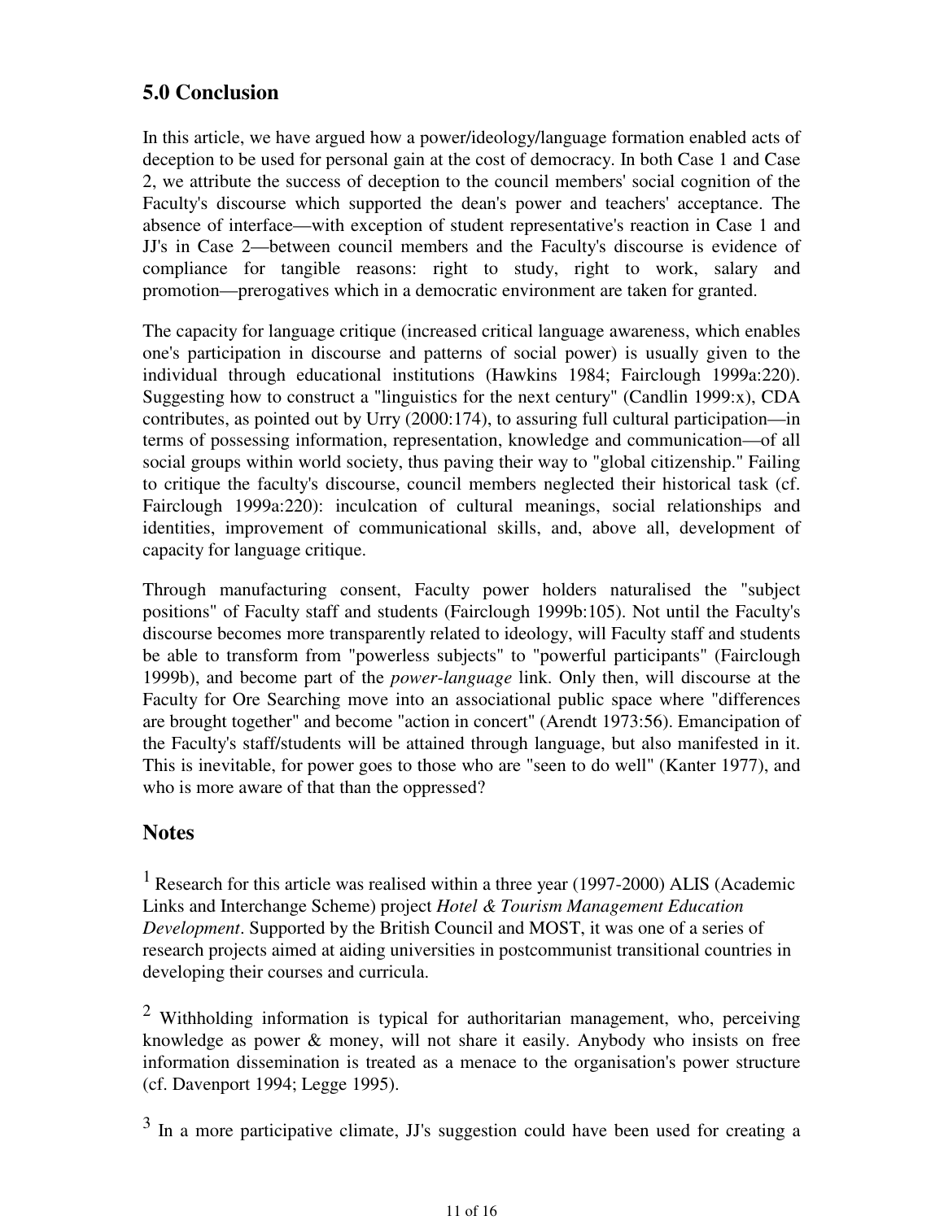## 5.0 Conclusion

In this article, we have argued how a power/ideology/language formation enabled acts of deception to be used for personal gain at the cost of democracy. In both Case 1 and Case 2, we attribute the success of deception to the council members' social cognition of the Faculty's discourse which supported the dean's power and teachers' acceptance. The absence of interface—with exception of student representative's reaction in Case 1 and JJ's in Case 2—between council members and the Faculty's discourse is evidence of compliance for tangible reasons: right to study, right to work, salary and promotion—prerogatives which in a democratic environment are taken for granted.

The capacity for language critique (increased critical language awareness, which enables one's participation in discourse and patterns of social power) is usually given to the individual through educational institutions (Hawkins 1984; Fairclough 1999a:220). Suggesting how to construct a "linguistics for the next century" (Candlin 1999:x), CDA contributes, as pointed out by Urry (2000:174), to assuring full cultural participation—in terms of possessing information, representation, knowledge and communication—of all social groups within world society, thus paving their way to "global citizenship." Failing to critique the faculty's discourse, council members neglected their historical task (cf. Fairclough 1999a:220): inculcation of cultural meanings, social relationships and identities, improvement of communicational skills, and, above all, development of capacity for language critique.

Through manufacturing consent, Faculty power holders naturalised the "subject positions" of Faculty staff and students (Fairclough 1999b:105). Not until the Faculty's discourse becomes more transparently related to ideology, will Faculty staff and students be able to transform from "powerless subjects" to "powerful participants" (Fairclough 1999b), and become part of the *power-language* link. Only then, will discourse at the Faculty for Ore Searching move into an associational public space where "differences are brought together" and become "action in concert" (Arendt 1973:56). Emancipation of the Faculty's staff/students will be attained through language, but also manifested in it. This is inevitable, for power goes to those who are "seen to do well" (Kanter 1977), and who is more aware of that than the oppressed?

## Notes

[1] Research for this article was realised within a three year (1997-2000) ALIS (Academic Links and Interchange Scheme) project *Hotel & Tourism Management Education Development*. Supported by the British Council and MOST, it was one of a series of research projects aimed at aiding universities in postcommunist transitional countries in developing their courses and curricula.

[2] Withholding information is typical for authoritarian management, who, perceiving knowledge as power & money, will not share it easily. Anybody who insists on free information dissemination is treated as a menace to the organisation's power structure (cf. Davenport 1994; Legge 1995).

[3] In a more participative climate, JJ's suggestion could have been used for creating a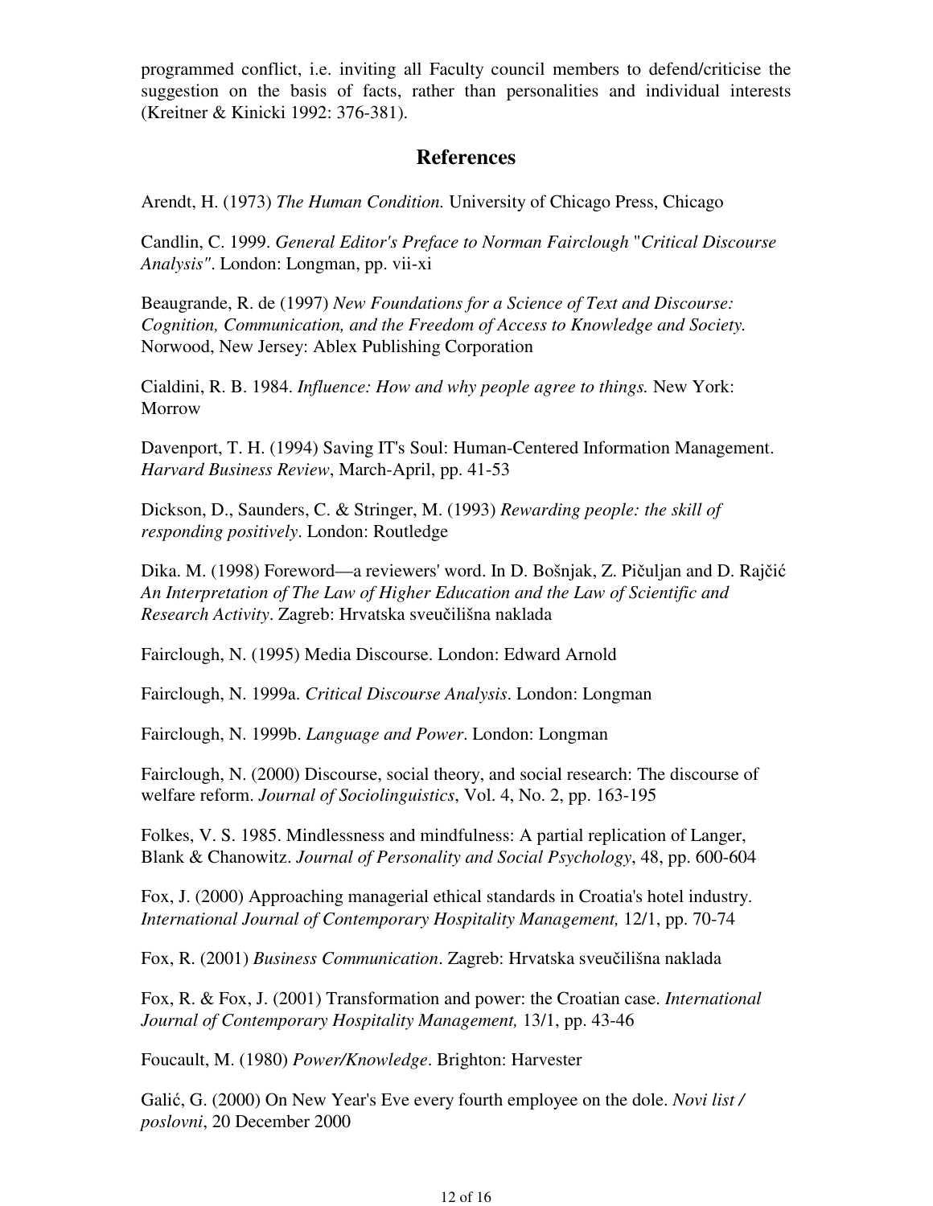programmed conflict, i.e. inviting all Faculty council members to defend/criticise the suggestion on the basis of facts, rather than personalities and individual interests (Kreitner & Kinicki 1992: 376-381).

## References

Arendt, H. (1973) *The Human Condition.* University of Chicago Press, Chicago

Candlin, C. 1999. *General Editor's Preface to Norman Fairclough "Critical Discourse Analysis"*. London: Longman, pp. vii-xi

Beaugrande, R. de (1997) *New Foundations for a Science of Text and Discourse: Cognition, Communication, and the Freedom of Access to Knowledge and Society.* Norwood, New Jersey: Ablex Publishing Corporation

Cialdini, R. B. 1984. *Influence: How and why people agree to things.* New York: Morrow

Davenport, T. H. (1994) Saving IT's Soul: Human-Centered Information Management. *Harvard Business Review*, March-April, pp. 41-53

Dickson, D., Saunders, C. & Stringer, M. (1993) *Rewarding people: the skill of responding positively*. London: Routledge

Dika. M. (1998) Foreword—a reviewers' word. In D. Bošnjak, Z. Pičuljan and D. Rajčić *An Interpretation of The Law of Higher Education and the Law of Scientific and Research Activity*. Zagreb: Hrvatska sveučilišna naklada

Fairclough, N. (1995) Media Discourse. London: Edward Arnold

Fairclough, N. 1999a. *Critical Discourse Analysis*. London: Longman

Fairclough, N. 1999b. *Language and Power*. London: Longman

Fairclough, N. (2000) Discourse, social theory, and social research: The discourse of welfare reform. *Journal of Sociolinguistics*, Vol. 4, No. 2, pp. 163-195

Folkes, V. S. 1985. Mindlessness and mindfulness: A partial replication of Langer, Blank & Chanowitz. *Journal of Personality and Social Psychology*, 48, pp. 600-604

Fox, J. (2000) Approaching managerial ethical standards in Croatia's hotel industry. *International Journal of Contemporary Hospitality Management,* 12/1, pp. 70-74

Fox, R. (2001) *Business Communication*. Zagreb: Hrvatska sveučilišna naklada

Fox, R. & Fox, J. (2001) Transformation and power: the Croatian case. *International Journal of Contemporary Hospitality Management,* 13/1, pp. 43-46

Foucault, M. (1980) *Power/Knowledge*. Brighton: Harvester

Galić, G. (2000) On New Year's Eve every fourth employee on the dole. *Novi list / poslovni*, 20 December 2000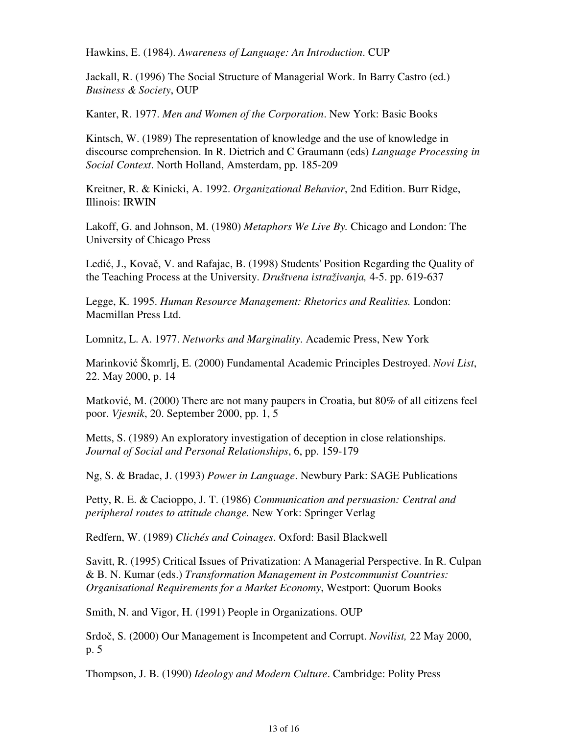Hawkins, E. (1984). *Awareness of Language: An Introduction*. CUP

Jackall, R. (1996) The Social Structure of Managerial Work. In Barry Castro (ed.) *Business & Society*, OUP

Kanter, R. 1977. *Men and Women of the Corporation*. New York: Basic Books

Kintsch, W. (1989) The representation of knowledge and the use of knowledge in discourse comprehension. In R. Dietrich and C Graumann (eds) *Language Processing in Social Context*. North Holland, Amsterdam, pp. 185-209

Kreitner, R. & Kinicki, A. 1992. *Organizational Behavior*, 2nd Edition. Burr Ridge, Illinois: IRWIN

Lakoff, G. and Johnson, M. (1980) *Metaphors We Live By.* Chicago and London: The University of Chicago Press

Ledić, J., Kovač, V. and Rafajac, B. (1998) Students' Position Regarding the Quality of the Teaching Process at the University. *Društvena istraživanja,* 4-5. pp. 619-637

Legge, K. 1995. *Human Resource Management: Rhetorics and Realities.* London: Macmillan Press Ltd.

Lomnitz, L. A. 1977. *Networks and Marginality*. Academic Press, New York

Marinković Škomrlj, E. (2000) Fundamental Academic Principles Destroyed. *Novi List*, 22. May 2000, p. 14

Matković, M. (2000) There are not many paupers in Croatia, but 80% of all citizens feel poor. *Vjesnik*, 20. September 2000, pp. 1, 5

Metts, S. (1989) An exploratory investigation of deception in close relationships. *Journal of Social and Personal Relationships*, 6, pp. 159-179

Ng, S. & Bradac, J. (1993) *Power in Language*. Newbury Park: SAGE Publications

Petty, R. E. & Cacioppo, J. T. (1986) *Communication and persuasion: Central and peripheral routes to attitude change.* New York: Springer Verlag

Redfern, W. (1989) *Clichés and Coinages*. Oxford: Basil Blackwell

Savitt, R. (1995) Critical Issues of Privatization: A Managerial Perspective. In R. Culpan & B. N. Kumar (eds.) *Transformation Management in Postcommunist Countries: Organisational Requirements for a Market Economy*, Westport: Quorum Books

Smith, N. and Vigor, H. (1991) People in Organizations. OUP

Srdoč, S. (2000) Our Management is Incompetent and Corrupt. *Novilist,* 22 May 2000, p. 5

Thompson, J. B. (1990) *Ideology and Modern Culture*. Cambridge: Polity Press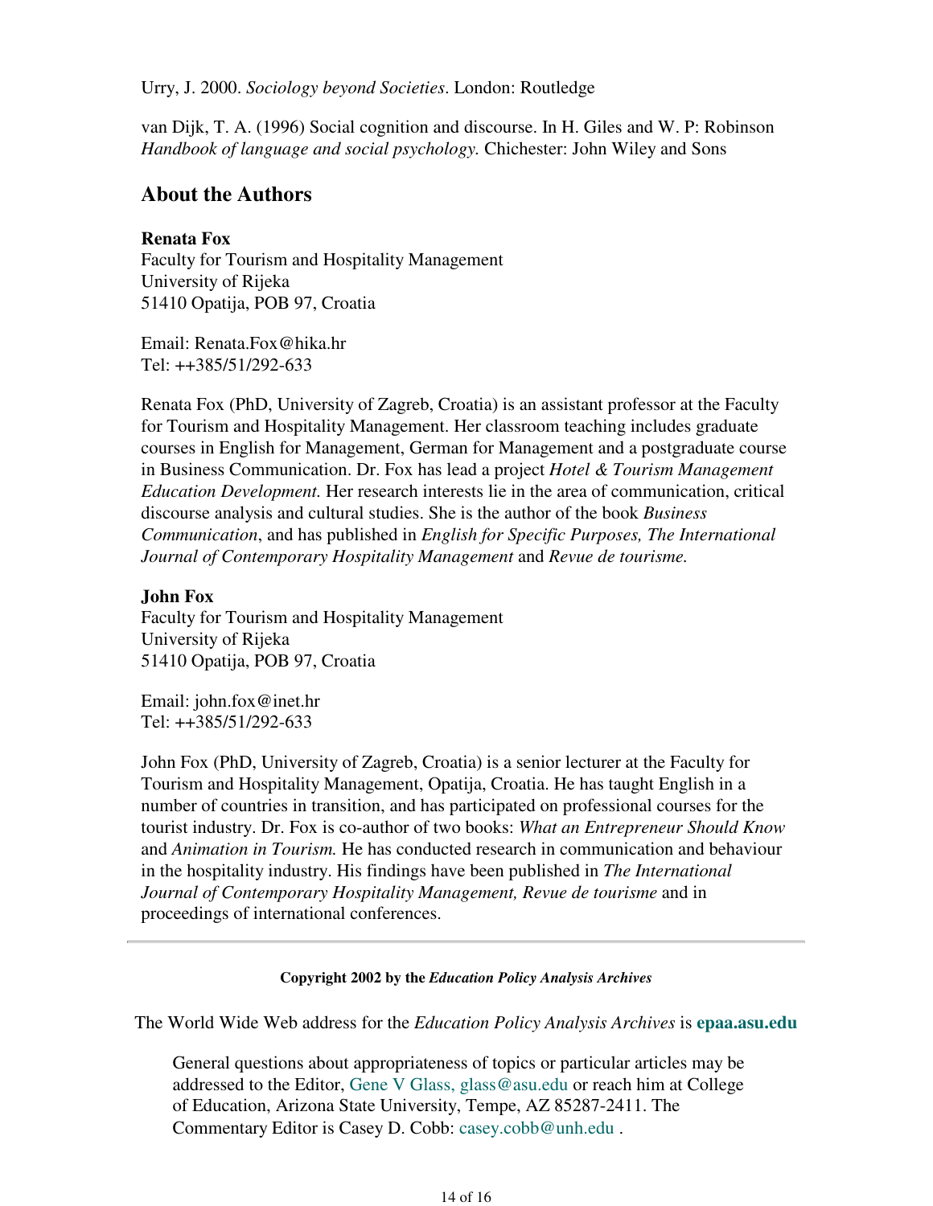Urry, J. 2000. *Sociology beyond Societies*. London: Routledge

van Dijk, T. A. (1996) Social cognition and discourse. In H. Giles and W. P: Robinson *Handbook of language and social psychology.* Chichester: John Wiley and Sons

## About the Authors

**Renata Fox**
Faculty for Tourism and Hospitality Management
University of Rijeka
51410 Opatija, POB 97, Croatia

Email: Renata.Fox@hika.hr
Tel: ++385/51/292-633

Renata Fox (PhD, University of Zagreb, Croatia) is an assistant professor at the Faculty for Tourism and Hospitality Management. Her classroom teaching includes graduate courses in English for Management, German for Management and a postgraduate course in Business Communication. Dr. Fox has lead a project *Hotel & Tourism Management Education Development.* Her research interests lie in the area of communication, critical discourse analysis and cultural studies. She is the author of the book *Business Communication*, and has published in *English for Specific Purposes, The International Journal of Contemporary Hospitality Management* and *Revue de tourisme.*

**John Fox**
Faculty for Tourism and Hospitality Management
University of Rijeka
51410 Opatija, POB 97, Croatia

Email: john.fox@inet.hr
Tel: ++385/51/292-633

John Fox (PhD, University of Zagreb, Croatia) is a senior lecturer at the Faculty for Tourism and Hospitality Management, Opatija, Croatia. He has taught English in a number of countries in transition, and has participated on professional courses for the tourist industry. Dr. Fox is co-author of two books: *What an Entrepreneur Should Know* and *Animation in Tourism.* He has conducted research in communication and behaviour in the hospitality industry. His findings have been published in *The International Journal of Contemporary Hospitality Management, Revue de tourisme* and in proceedings of international conferences.

---

**Copyright 2002 by the *Education Policy Analysis Archives***

The World Wide Web address for the *Education Policy Analysis Archives* is **epaa.asu.edu**

General questions about appropriateness of topics or particular articles may be addressed to the Editor, Gene V Glass, glass@asu.edu or reach him at College of Education, Arizona State University, Tempe, AZ 85287-2411. The Commentary Editor is Casey D. Cobb: casey.cobb@unh.edu .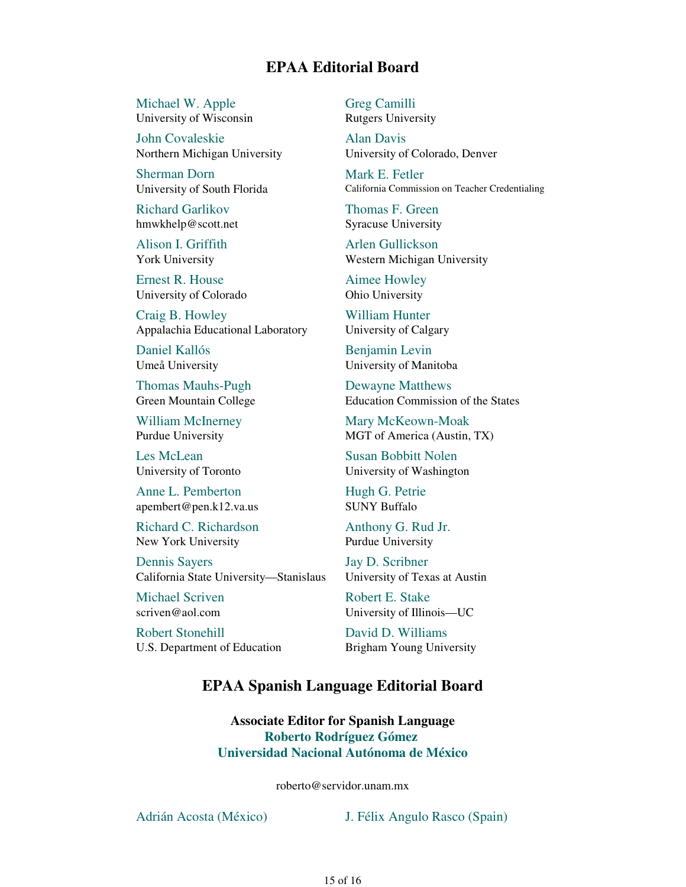## EPAA Editorial Board

Michael W. Apple
University of Wisconsin

Greg Camilli
Rutgers University

John Covaleskie
Northern Michigan University

Alan Davis
University of Colorado, Denver

Sherman Dorn
University of South Florida

Mark E. Fetler
California Commission on Teacher Credentialing

Richard Garlikov
hmwkhelp@scott.net

Thomas F. Green
Syracuse University

Alison I. Griffith
York University

Arlen Gullickson
Western Michigan University

Ernest R. House
University of Colorado

Aimee Howley
Ohio University

Craig B. Howley
Appalachia Educational Laboratory

William Hunter
University of Calgary

Daniel Kallós
Umeå University

Benjamin Levin
University of Manitoba

Thomas Mauhs-Pugh
Green Mountain College

Dewayne Matthews
Education Commission of the States

William McInerney
Purdue University

Mary McKeown-Moak
MGT of America (Austin, TX)

Les McLean
University of Toronto

Susan Bobbitt Nolen
University of Washington

Anne L. Pemberton
apembert@pen.k12.va.us

Hugh G. Petrie
SUNY Buffalo

Richard C. Richardson
New York University

Anthony G. Rud Jr.
Purdue University

Dennis Sayers
California State University—Stanislaus

Jay D. Scribner
University of Texas at Austin

Michael Scriven
scriven@aol.com

Robert E. Stake
University of Illinois—UC

Robert Stonehill
U.S. Department of Education

David D. Williams
Brigham Young University

## EPAA Spanish Language Editorial Board

**Associate Editor for Spanish Language**
**Roberto Rodríguez Gómez**
**Universidad Nacional Autónoma de México**

roberto@servidor.unam.mx

Adrián Acosta (México)

J. Félix Angulo Rasco (Spain)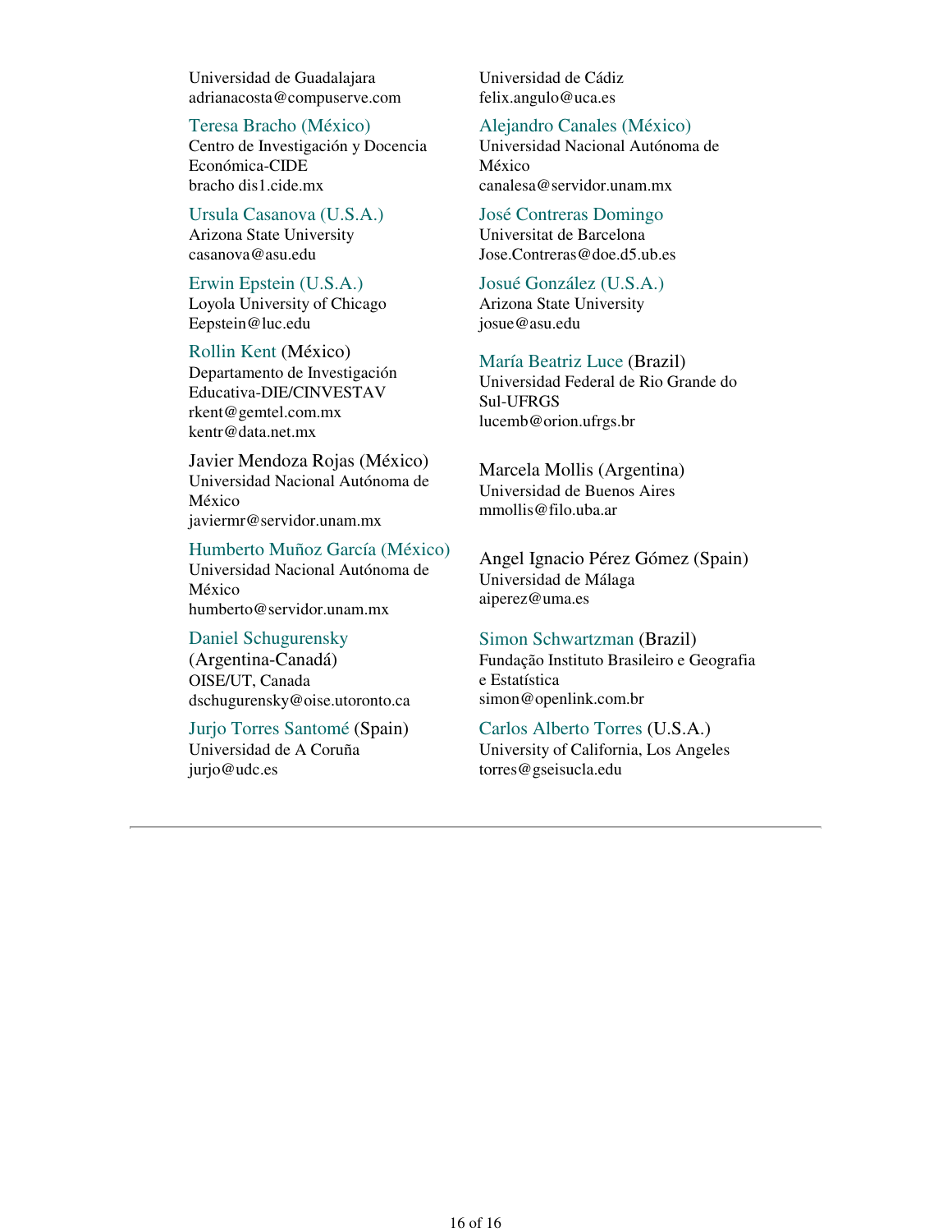Universidad de Guadalajara
adrianacosta@compuserve.com

Universidad de Cádiz
felix.angulo@uca.es

Teresa Bracho (México)
Centro de Investigación y Docencia Económica-CIDE
bracho dis1.cide.mx

Alejandro Canales (México)
Universidad Nacional Autónoma de México
canalesa@servidor.unam.mx

Ursula Casanova (U.S.A.)
Arizona State University
casanova@asu.edu

José Contreras Domingo
Universitat de Barcelona
Jose.Contreras@doe.d5.ub.es

Erwin Epstein (U.S.A.)
Loyola University of Chicago
Eepstein@luc.edu

Josué González (U.S.A.)
Arizona State University
josue@asu.edu

Rollin Kent (México)
Departamento de Investigación Educativa-DIE/CINVESTAV
rkent@gemtel.com.mx
kentr@data.net.mx

María Beatriz Luce (Brazil)
Universidad Federal de Rio Grande do Sul-UFRGS
lucemb@orion.ufrgs.br

Javier Mendoza Rojas (México)
Universidad Nacional Autónoma de México
javiermr@servidor.unam.mx

Marcela Mollis (Argentina)
Universidad de Buenos Aires
mmollis@filo.uba.ar

Humberto Muñoz García (México)
Universidad Nacional Autónoma de México
humberto@servidor.unam.mx

Angel Ignacio Pérez Gómez (Spain)
Universidad de Málaga
aiperez@uma.es

Daniel Schugurensky (Argentina-Canadá)
OISE/UT, Canada
dschugurensky@oise.utoronto.ca

Simon Schwartzman (Brazil)
Fundação Instituto Brasileiro e Geografia e Estatística
simon@openlink.com.br

Jurjo Torres Santomé (Spain)
Universidad de A Coruña
jurjo@udc.es

Carlos Alberto Torres (U.S.A.)
University of California, Los Angeles
torres@gseisucla.edu